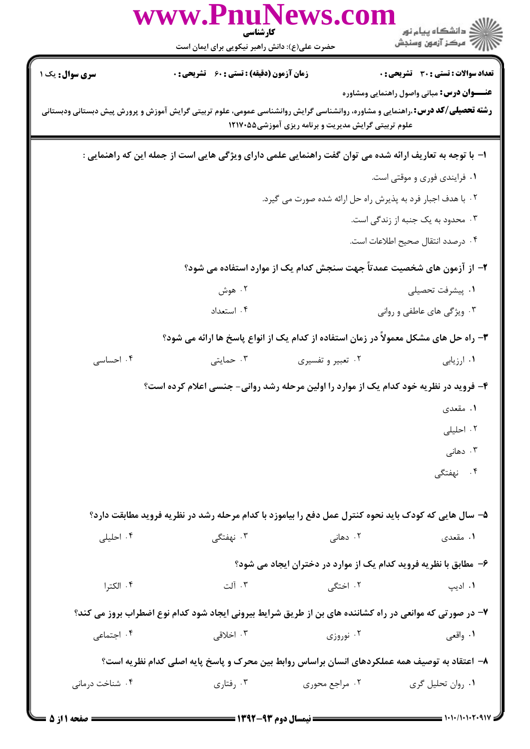**تعداد سوالات : تستی : ۳۰ تشریحی : ۰** | **زمان آزمون (دقیقه) : تستی : ۶۰ تشریحی : ۰** | **سری سوال : یک ۱**

**عنـــوان درس:** مبانی واصول راهنمایی ومشاوره

**رشته تحصیلی/کد درس:** ،راهنمایی و مشاوره، روانشناسی گرایش روانشناسی عمومی، علوم تربیتی گرایش آموزش و پرورش پیش دبستانی ودبستانی علوم تربیتی گرایش مدیریت و برنامه ریزی آموزشی۱۲۱۷۰۵۵

**۱- با توجه به تعاریف ارائه شده می توان گفت راهنمایی علمی دارای ویژگی هایی است از جمله این که راهنمایی :**

۱. فرایندی فوری و موقتی است.

۲. با هدف اجبار فرد به پذیرش راه حل ارائه شده صورت می گیرد.

۳. محدود به یک جنبه از زندگی است.

۴. درصدد انتقال صحیح اطلاعات است.

**۲- از آزمون های شخصیت عمدتاً جهت سنجش کدام یک از موارد استفاده می شود؟**

۱. پیشرفت تحصیلی

۲. هوش

۳. ویژگی های عاطفی و روانی

۴. استعداد

**۳- راه حل های مشکل معمولاً در زمان استفاده از کدام یک از انواع پاسخ ها ارائه می شود؟**

۱. ارزیابی

۲. تعبیر و تفسیری

۳. حمایتی

۴. احساسی

**۴- فروید در نظریه خود کدام یک از موارد را اولین مرحله رشد روانی- جنسی اعلام کرده است؟**

۱. مقعدی

۲. احلیلی

۳. دهانی

۴. نهفتگی

**۵- سال هایی که کودک باید نحوه کنترل عمل دفع را بیاموزد با کدام مرحله رشد در نظریه فروید مطابقت دارد؟**

۱. مقعدی

۲. دهانی

۳. نهفتگی

۴. احلیلی

**۶- مطابق با نظریه فروید کدام یک از موارد در دختران ایجاد می شود؟**

۱. ادیپ

۲. اختگی

۳. آلت

۴. الکترا

**۷- در صورتی که موانعی در راه کشاننده های بن از طریق شرایط بیرونی ایجاد شود کدام نوع اضطراب بروز می کند؟**

۱. واقعی

۲. نوروزی

۳. اخلاقی

۴. اجتماعی

**۸- اعتقاد به توصیف همه عملکردهای انسان براساس روابط بین محرک و پاسخ پایه اصلی کدام نظریه است؟**

۱. روان تحلیل گری

۲. مراجع محوری

۳. رفتاری

۴. شناخت درمانی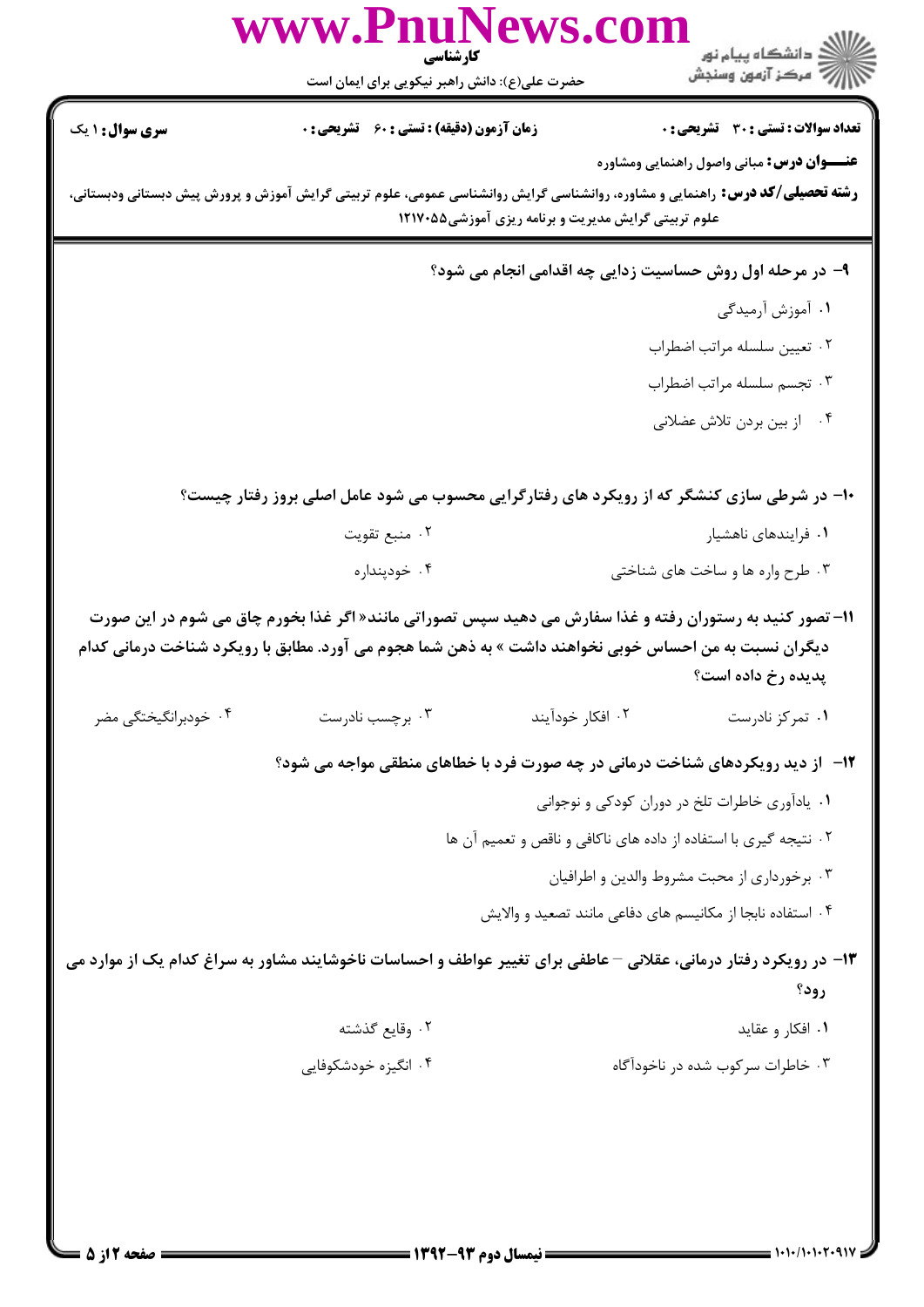**تعداد سوالات : تستی : ۳۰  تشریحی : ۰**   **زمان آزمون (دقیقه) : تستی : ۶۰  تشریحی : ۰**   **سری سوال : ۱ یک**

**عنـــوان درس:** مبانی واصول راهنمایی ومشاوره

**رشته تحصیلی/کد درس:** راهنمایی و مشاوره، روانشناسی گرایش روانشناسی عمومی، علوم تربیتی گرایش آموزش و پرورش پیش دبستانی ودبستانی، علوم تربیتی گرایش مدیریت و برنامه ریزی آموزشی۱۲۱۷۰۵۵

**۹- در مرحله اول روش حساسیت زدایی چه اقدامی انجام می شود؟**

۱. آموزش آرمیدگی

۲. تعیین سلسله مراتب اضطراب

۳. تجسم سلسله مراتب اضطراب

۴. از بین بردن تلاش عضلانی

**۱۰- در شرطی سازی کنشگر که از رویکرد های رفتارگرایی محسوب می شود عامل اصلی بروز رفتار چیست؟**

۱. فرایندهای ناهشیار

۲. منبع تقویت

۳. طرح واره ها و ساخت های شناختی

۴. خودپنداره

**۱۱- تصور کنید به رستوران رفته و غذا سفارش می دهید سپس تصوراتی مانند« اگر غذا بخورم چاق می شوم در این صورت دیگران نسبت به من احساس خوبی نخواهند داشت » به ذهن شما هجوم می آورد. مطابق با رویکرد شناخت درمانی کدام پدیده رخ داده است؟**

۱. تمرکز نادرست

۲. افکار خودآیند

۳. برچسب نادرست

۴. خودبرانگیختگی مضر

**۱۲- از دید رویکردهای شناخت درمانی در چه صورت فرد با خطاهای منطقی مواجه می شود؟**

۱. یادآوری خاطرات تلخ در دوران کودکی و نوجوانی

۲. نتیجه گیری با استفاده از داده های ناکافی و ناقص و تعمیم آن ها

۳. برخورداری از محبت مشروط والدین و اطرافیان

۴. استفاده نابجا از مکانیسم های دفاعی مانند تصعید و والایش

**۱۳- در رویکرد رفتار درمانی، عقلانی – عاطفی برای تغییر عواطف و احساسات ناخوشایند مشاور به سراغ کدام یک از موارد می رود؟**

۱. افکار و عقاید

۲. وقایع گذشته

۳. خاطرات سرکوب شده در ناخودآگاه

۴. انگیزه خودشکوفایی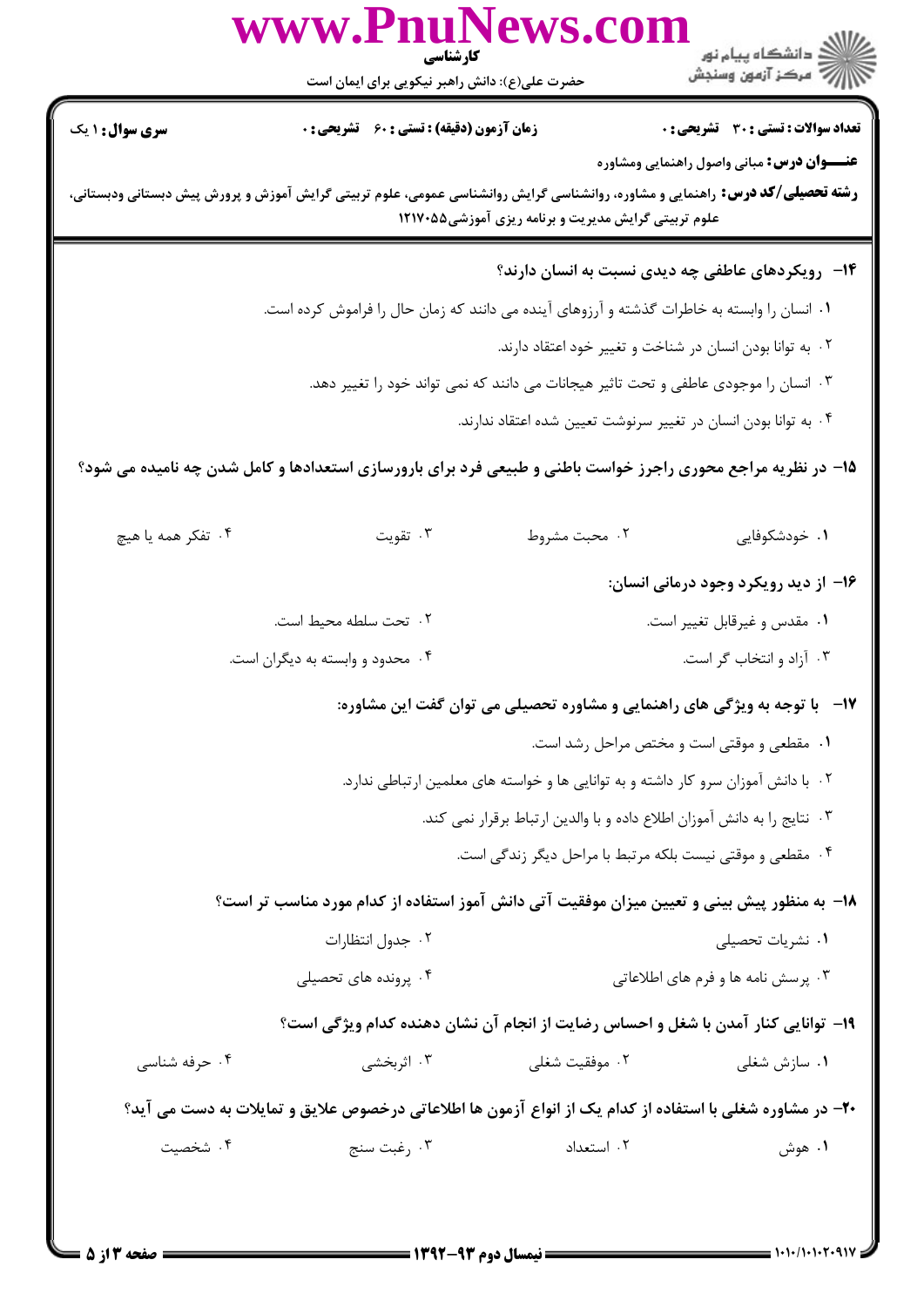**تعداد سوالات : تستی : ۳۰ تشریحی : ۰** &nbsp;&nbsp; **زمان آزمون (دقیقه) : تستی : ۶۰ تشریحی : ۰** &nbsp;&nbsp; **سری سوال : ۱ یک**

**عنـــوان درس:** مبانی واصول راهنمایی ومشاوره

**رشته تحصیلی/کد درس:** راهنمایی و مشاوره، روانشناسی گرایش روانشناسی عمومی، علوم تربیتی گرایش آموزش و پرورش پیش دبستانی ودبستانی، علوم تربیتی گرایش مدیریت و برنامه ریزی آموزشی۱۲۱۷۰۵۵

**۱۴- رویکردهای عاطفی چه دیدی نسبت به انسان دارند؟**

۱. انسان را وابسته به خاطرات گذشته و آرزوهای آینده می دانند که زمان حال را فراموش کرده است.

۲. به توانا بودن انسان در شناخت و تغییر خود اعتقاد دارند.

۳. انسان را موجودی عاطفی و تحت تاثیر هیجانات می دانند که نمی تواند خود را تغییر دهد.

۴. به توانا بودن انسان در تغییر سرنوشت تعیین شده اعتقاد ندارند.

**۱۵- در نظریه مراجع محوری راجرز خواست باطنی و طبیعی فرد برای بارورسازی استعدادها و کامل شدن چه نامیده می شود؟**

۱. خودشکوفایی &nbsp;&nbsp; ۲. محبت مشروط &nbsp;&nbsp; ۳. تقویت &nbsp;&nbsp; ۴. تفکر همه یا هیچ

**۱۶- از دید رویکرد وجود درمانی انسان:**

۱. مقدس و غیرقابل تغییر است.

۲. تحت سلطه محیط است.

۳. آزاد و انتخاب گر است.

۴. محدود و وابسته به دیگران است.

**۱۷- با توجه به ویژگی های راهنمایی و مشاوره تحصیلی می توان گفت این مشاوره:**

۱. مقطعی و موقتی است و مختص مراحل رشد است.

۲. با دانش آموزان سرو کار داشته و به توانایی ها و خواسته های معلمین ارتباطی ندارد.

۳. نتایج را به دانش آموزان اطلاع داده و با والدین ارتباط برقرار نمی کند.

۴. مقطعی و موقتی نیست بلکه مرتبط با مراحل دیگر زندگی است.

**۱۸- به منظور پیش بینی و تعیین میزان موفقیت آتی دانش آموز استفاده از کدام مورد مناسب تر است؟**

۱. نشریات تحصیلی

۲. جدول انتظارات

۳. پرسش نامه ها و فرم های اطلاعاتی

۴. پرونده های تحصیلی

**۱۹- توانایی کنار آمدن با شغل و احساس رضایت از انجام آن نشان دهنده کدام ویژگی است؟**

۱. سازش شغلی &nbsp;&nbsp; ۲. موفقیت شغلی &nbsp;&nbsp; ۳. اثربخشی &nbsp;&nbsp; ۴. حرفه شناسی

**۲۰- در مشاوره شغلی با استفاده از کدام یک از انواع آزمون ها اطلاعاتی درخصوص علایق و تمایلات به دست می آید؟**

۱. هوش &nbsp;&nbsp; ۲. استعداد &nbsp;&nbsp; ۳. رغبت سنج &nbsp;&nbsp; ۴. شخصیت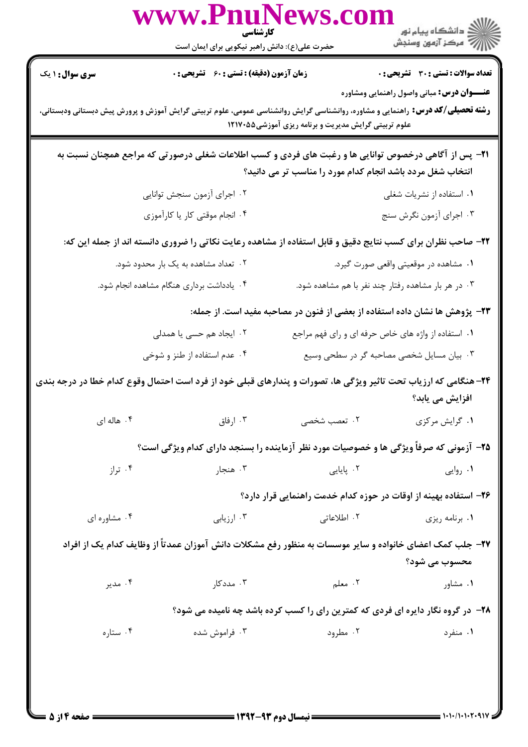**۲۱-** پس از آگاهی درخصوص توانایی ها و رغبت های فردی و کسب اطلاعات شغلی درصورتی که مراجع همچنان نسبت به انتخاب شغل مردد باشد انجام کدام مورد را مناسب تر می دانید؟

۱. استفاده از نشریات شغلی
۲. اجرای آزمون سنجش توانایی
۳. اجرای آزمون نگرش سنج
۴. انجام موقتی کار یا کارآموزی

**۲۲-** صاحب نظران برای کسب نتایج دقیق و قابل استفاده از مشاهده رعایت نکاتی را ضروری دانسته اند از جمله این که:

۱. مشاهده در موقعیتی واقعی صورت گیرد.
۲. تعداد مشاهده به یک بار محدود شود.
۳. در هر بار مشاهده رفتار چند نفر با هم مشاهده شود.
۴. یادداشت برداری هنگام مشاهده انجام شود.

**۲۳-** پژوهش ها نشان داده استفاده از بعضی از فنون در مصاحبه مفید است. از جمله:

۱. استفاده از واژه های خاص حرفه ای و رای فهم مراجع
۲. ایجاد هم حسی یا همدلی
۳. بیان مسایل شخصی مصاحبه گر در سطحی وسیع
۴. عدم استفاده از طنز و شوخی

**۲۴-** هنگامی که ارزیاب تحت تاثیر ویژگی ها، تصورات و پندارهای قبلی خود از فرد است احتمال وقوع کدام خطا در درجه بندی افزایش می یابد؟

۱. گرایش مرکزی
۲. تعصب شخصی
۳. ارفاق
۴. هاله ای

**۲۵-** آزمونی که صرفاً ویژگی ها و خصوصیات مورد نظر آزماینده را بسنجد دارای کدام ویژگی است؟

۱. روایی
۲. پایایی
۳. هنجار
۴. تراز

**۲۶-** استفاده بهینه از اوقات در حوزه کدام خدمت راهنمایی قرار دارد؟

۱. برنامه ریزی
۲. اطلاعاتی
۳. ارزیابی
۴. مشاوره ای

**۲۷-** جلب کمک اعضای خانواده و سایر موسسات به منظور رفع مشکلات دانش آموزان عمدتاً از وظایف کدام یک از افراد محسوب می شود؟

۱. مشاور
۲. معلم
۳. مددکار
۴. مدیر

**۲۸-** در گروه نگار دایره ای فردی که کمترین رای را کسب کرده باشد چه نامیده می شود؟

۱. منفرد
۲. مطرود
۳. فراموش شده
۴. ستاره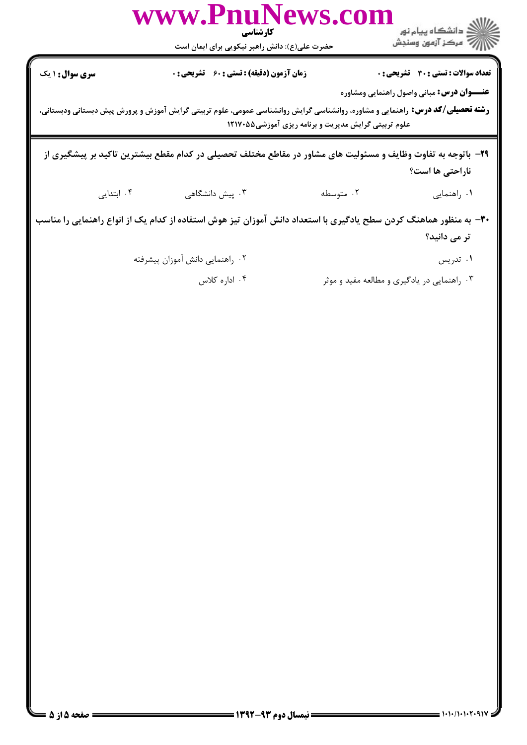**۲۹-** باتوجه به تفاوت وظایف و مسئولیت های مشاور در مقاطع مختلف تحصیلی در کدام مقطع بیشترین تاکید بر پیشگیری از ناراحتی ها است؟

۱. راهنمایی
۲. متوسطه
۳. پیش دانشگاهی
۴. ابتدایی

**۳۰-** به منظور هماهنگ کردن سطح یادگیری با استعداد دانش آموزان تیز هوش استفاده از کدام یک از انواع راهنمایی را مناسب تر می دانید؟

۱. تدریس
۲. راهنمایی دانش آموزان پیشرفته
۳. راهنمایی در یادگیری و مطالعه مفید و موثر
۴. اداره کلاس